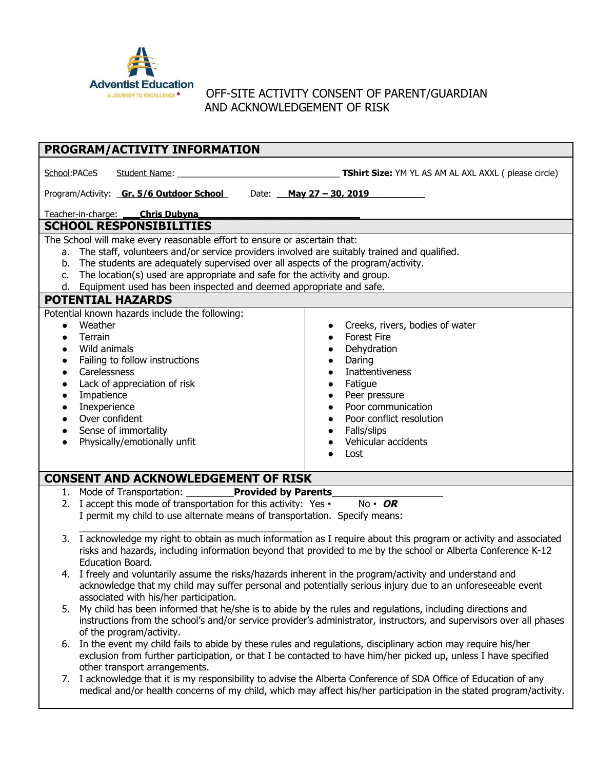Adventist Education
A JOURNEY TO EXCELLENCE

# OFF-SITE ACTIVITY CONSENT OF PARENT/GUARDIAN AND ACKNOWLEDGEMENT OF RISK

## PROGRAM/ACTIVITY INFORMATION

School:PACeS  Student Name: _________________________________ **TShirt Size:** YM YL AS AM AL AXL AXXL ( please circle)

Program/Activity: **Gr. 5/6 Outdoor School**  Date: **May 27 – 30, 2019**

Teacher-in-charge: **Chris Dubyna**

## SCHOOL RESPONSIBILITIES

The School will make every reasonable effort to ensure or ascertain that:

a. The staff, volunteers and/or service providers involved are suitably trained and qualified.
b. The students are adequately supervised over all aspects of the program/activity.
c. The location(s) used are appropriate and safe for the activity and group.
d. Equipment used has been inspected and deemed appropriate and safe.

## POTENTIAL HAZARDS

Potential known hazards include the following:

- Weather
- Terrain
- Wild animals
- Failing to follow instructions
- Carelessness
- Lack of appreciation of risk
- Impatience
- Inexperience
- Over confident
- Sense of immortality
- Physically/emotionally unfit
- Creeks, rivers, bodies of water
- Forest Fire
- Dehydration
- Daring
- Inattentiveness
- Fatigue
- Peer pressure
- Poor communication
- Poor conflict resolution
- Falls/slips
- Vehicular accidents
- Lost

## CONSENT AND ACKNOWLEDGEMENT OF RISK

1. Mode of Transportation: _________**Provided by Parents**____________________
2. I accept this mode of transportation for this activity: Yes • No • ***OR***
   I permit my child to use alternate means of transportation. Specify means:
   ____________________________________________
3. I acknowledge my right to obtain as much information as I require about this program or activity and associated risks and hazards, including information beyond that provided to me by the school or Alberta Conference K-12 Education Board.
4. I freely and voluntarily assume the risks/hazards inherent in the program/activity and understand and acknowledge that my child may suffer personal and potentially serious injury due to an unforeseeable event associated with his/her participation.
5. My child has been informed that he/she is to abide by the rules and regulations, including directions and instructions from the school's and/or service provider's administrator, instructors, and supervisors over all phases of the program/activity.
6. In the event my child fails to abide by these rules and regulations, disciplinary action may require his/her exclusion from further participation, or that I be contacted to have him/her picked up, unless I have specified other transport arrangements.
7. I acknowledge that it is my responsibility to advise the Alberta Conference of SDA Office of Education of any medical and/or health concerns of my child, which may affect his/her participation in the stated program/activity.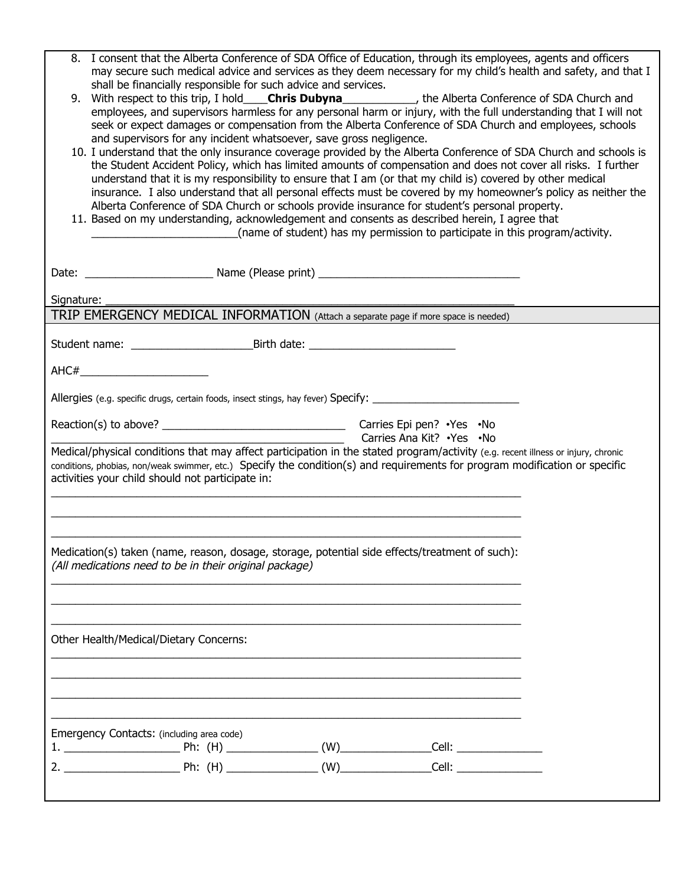8. I consent that the Alberta Conference of SDA Office of Education, through its employees, agents and officers may secure such medical advice and services as they deem necessary for my child's health and safety, and that I shall be financially responsible for such advice and services.
9. With respect to this trip, I hold____**Chris Dubyna**____________, the Alberta Conference of SDA Church and employees, and supervisors harmless for any personal harm or injury, with the full understanding that I will not seek or expect damages or compensation from the Alberta Conference of SDA Church and employees, schools and supervisors for any incident whatsoever, save gross negligence.
10. I understand that the only insurance coverage provided by the Alberta Conference of SDA Church and schools is the Student Accident Policy, which has limited amounts of compensation and does not cover all risks. I further understand that it is my responsibility to ensure that I am (or that my child is) covered by other medical insurance. I also understand that all personal effects must be covered by my homeowner's policy as neither the Alberta Conference of SDA Church or schools provide insurance for student's personal property.
11. Based on my understanding, acknowledgement and consents as described herein, I agree that ________________________(name of student) has my permission to participate in this program/activity.

Date: ____________________ Name (Please print) ________________________________

Signature: ______________________________________________________________

## TRIP EMERGENCY MEDICAL INFORMATION (Attach a separate page if more space is needed)

Student name: ____________________Birth date: ________________________

AHC#_____________________

Allergies (e.g. specific drugs, certain foods, insect stings, hay fever) Specify: ________________________

Reaction(s) to above? ______________________________ Carries Epi pen? •Yes •No

_______________________________________________ Carries Ana Kit? •Yes •No

Medical/physical conditions that may affect participation in the stated program/activity (e.g. recent illness or injury, chronic conditions, phobias, non/weak swimmer, etc.) Specify the condition(s) and requirements for program modification or specific activities your child should not participate in:

_____________________________________________________________________________

_____________________________________________________________________________

_____________________________________________________________________________

Medication(s) taken (name, reason, dosage, storage, potential side effects/treatment of such):
*(All medications need to be in their original package)*

_____________________________________________________________________________

_____________________________________________________________________________

_____________________________________________________________________________

Other Health/Medical/Dietary Concerns:

_____________________________________________________________________________

_____________________________________________________________________________

_____________________________________________________________________________

_____________________________________________________________________________

Emergency Contacts: (including area code)

1. ___________________ Ph: (H) _______________ (W)_______________Cell: ______________
2. ___________________ Ph: (H) _______________ (W)_______________Cell: ______________